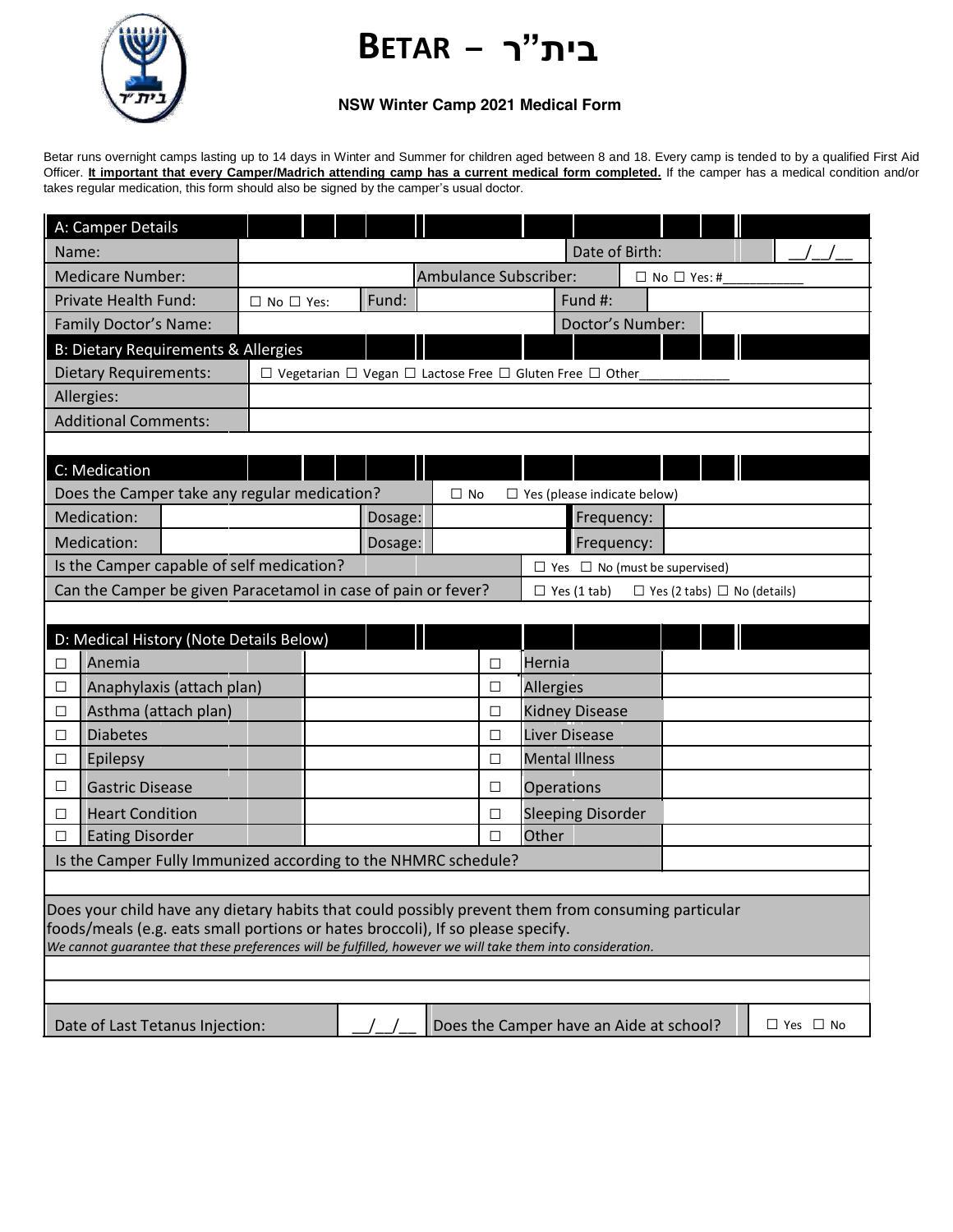# BETAR – בית"ר

**NSW Winter Camp 2021 Medical Form**

Betar runs overnight camps lasting up to 14 days in Winter and Summer for children aged between 8 and 18. Every camp is tended to by a qualified First Aid Officer. **It important that every Camper/Madrich attending camp has a current medical form completed.** If the camper has a medical condition and/or takes regular medication, this form should also be signed by the camper's usual doctor.

| A: Camper Details | | | | | |
|---|---|---|---|---|---|
| Name: | | | | Date of Birth: | __/__/__ |
| Medicare Number: | | Ambulance Subscriber: | | ☐ No ☐ Yes: #__________ | |
| Private Health Fund: | ☐ No ☐ Yes: | Fund: | | Fund #: | |
| Family Doctor's Name: | | | | Doctor's Number: | |

| B: Dietary Requirements & Allergies | |
|---|---|
| Dietary Requirements: | ☐ Vegetarian ☐ Vegan ☐ Lactose Free ☐ Gluten Free ☐ Other____________ |
| Allergies: | |
| Additional Comments: | |

| C: Medication | | | | | |
|---|---|---|---|---|---|
| Does the Camper take any regular medication? | | ☐ No | ☐ Yes (please indicate below) | | |
| Medication: | | Dosage: | | Frequency: | |
| Medication: | | Dosage: | | Frequency: | |
| Is the Camper capable of self medication? | | | ☐ Yes ☐ No (must be supervised) | | |
| Can the Camper be given Paracetamol in case of pain or fever? | | | ☐ Yes (1 tab) ☐ Yes (2 tabs) ☐ No (details) | | |

| D: Medical History (Note Details Below) | | | | | |
|---|---|---|---|---|---|
| ☐ | Anemia | | ☐ | Hernia | |
| ☐ | Anaphylaxis (attach plan) | | ☐ | Allergies | |
| ☐ | Asthma (attach plan) | | ☐ | Kidney Disease | |
| ☐ | Diabetes | | ☐ | Liver Disease | |
| ☐ | Epilepsy | | ☐ | Mental Illness | |
| ☐ | Gastric Disease | | ☐ | Operations | |
| ☐ | Heart Condition | | ☐ | Sleeping Disorder | |
| ☐ | Eating Disorder | | ☐ | Other | |
| Is the Camper Fully Immunized according to the NHMRC schedule? | | | | | |

Does your child have any dietary habits that could possibly prevent them from consuming particular foods/meals (e.g. eats small portions or hates broccoli), If so please specify.
*We cannot guarantee that these preferences will be fulfilled, however we will take them into consideration.*

| Date of Last Tetanus Injection: | __/__/__ | Does the Camper have an Aide at school? | ☐ Yes ☐ No |
|---|---|---|---|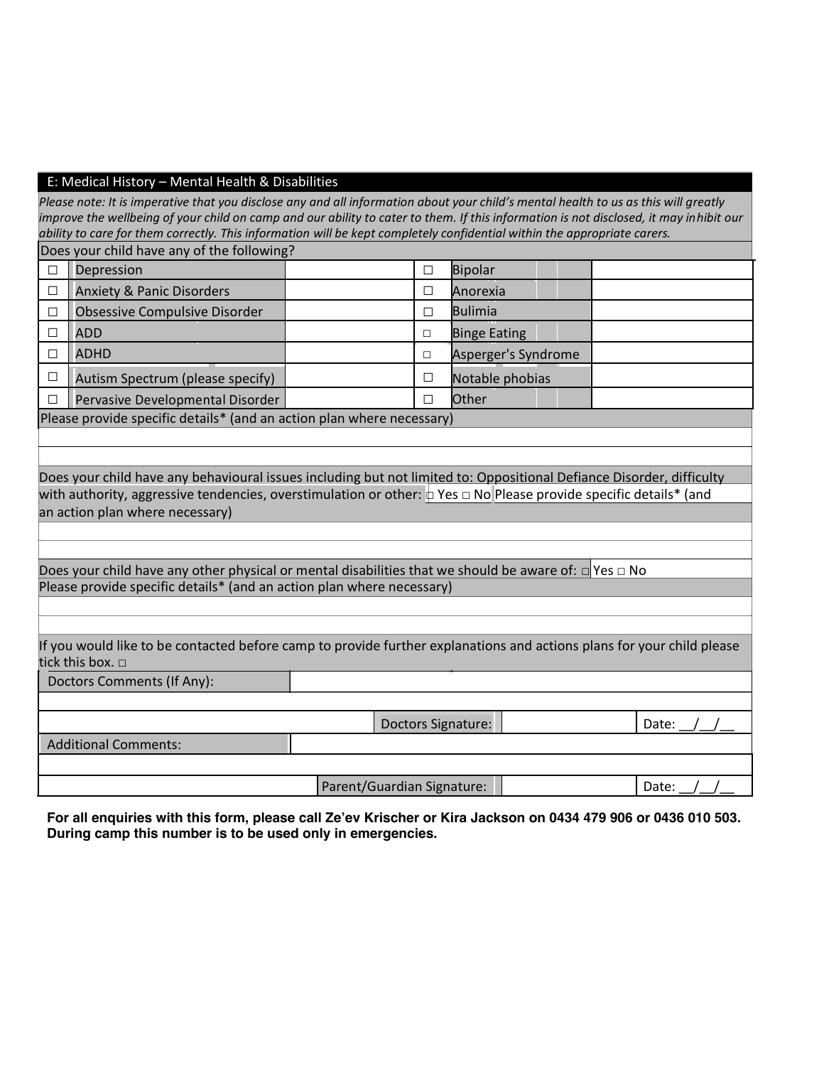## E: Medical History – Mental Health & Disabilities

*Please note: It is imperative that you disclose any and all information about your child's mental health to us as this will greatly improve the wellbeing of your child on camp and our ability to cater to them. If this information is not disclosed, it may inhibit our ability to care for them correctly. This information will be kept completely confidential within the appropriate carers.*

Does your child have any of the following?

| | | | | | |
|---|---|---|---|---|---|
| □ | Depression | | □ | Bipolar | |
| □ | Anxiety & Panic Disorders | | □ | Anorexia | |
| □ | Obsessive Compulsive Disorder | | □ | Bulimia | |
| □ | ADD | | □ | Binge Eating | |
| □ | ADHD | | □ | Asperger's Syndrome | |
| □ | Autism Spectrum (please specify) | | □ | Notable phobias | |
| □ | Pervasive Developmental Disorder | | □ | Other | |

Please provide specific details* (and an action plan where necessary)

Does your child have any behavioural issues including but not limited to: Oppositional Defiance Disorder, difficulty with authority, aggressive tendencies, overstimulation or other: □ Yes □ No Please provide specific details* (and an action plan where necessary)

Does your child have any other physical or mental disabilities that we should be aware of: □ Yes □ No

Please provide specific details* (and an action plan where necessary)

If you would like to be contacted before camp to provide further explanations and actions plans for your child please tick this box. □

Doctors Comments (If Any):

Doctors Signature: Date: __/__/__

Additional Comments:

Parent/Guardian Signature: Date: __/__/__

**For all enquiries with this form, please call Ze'ev Krischer or Kira Jackson on 0434 479 906 or 0436 010 503. During camp this number is to be used only in emergencies.**